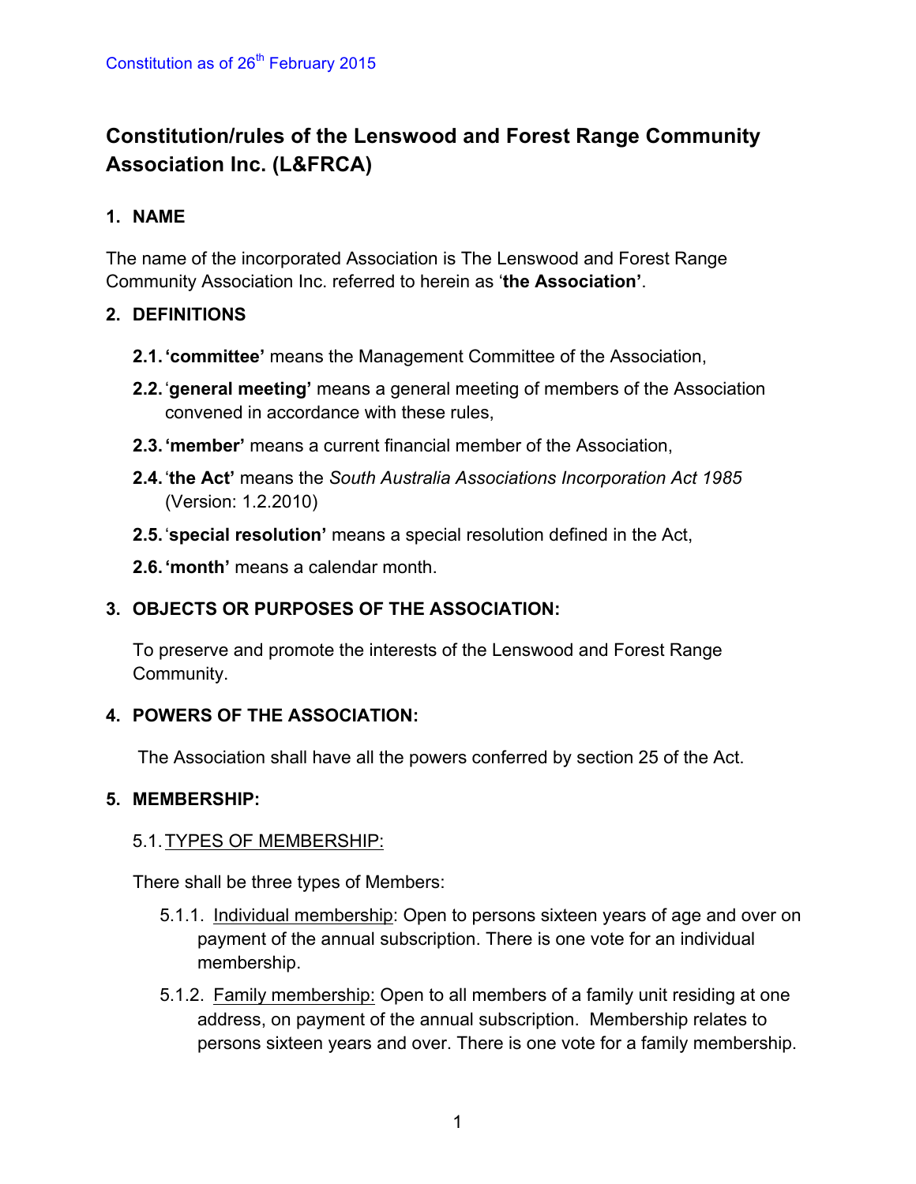Constitution as of 26th February 2015

# Constitution/rules of the Lenswood and Forest Range Community Association Inc. (L&FRCA)

## 1. NAME

The name of the incorporated Association is The Lenswood and Forest Range Community Association Inc. referred to herein as '**the Association'**.

## 2. DEFINITIONS

**2.1. 'committee'** means the Management Committee of the Association,

**2.2.** '**general meeting'** means a general meeting of members of the Association convened in accordance with these rules,

**2.3. 'member'** means a current financial member of the Association,

**2.4.** '**the Act'** means the *South Australia Associations Incorporation Act 1985* (Version: 1.2.2010)

**2.5.** '**special resolution'** means a special resolution defined in the Act,

**2.6. 'month'** means a calendar month.

## 3. OBJECTS OR PURPOSES OF THE ASSOCIATION:

To preserve and promote the interests of the Lenswood and Forest Range Community.

## 4. POWERS OF THE ASSOCIATION:

The Association shall have all the powers conferred by section 25 of the Act.

## 5. MEMBERSHIP:

5.1. TYPES OF MEMBERSHIP:

There shall be three types of Members:

5.1.1. Individual membership: Open to persons sixteen years of age and over on payment of the annual subscription. There is one vote for an individual membership.

5.1.2. Family membership: Open to all members of a family unit residing at one address, on payment of the annual subscription. Membership relates to persons sixteen years and over. There is one vote for a family membership.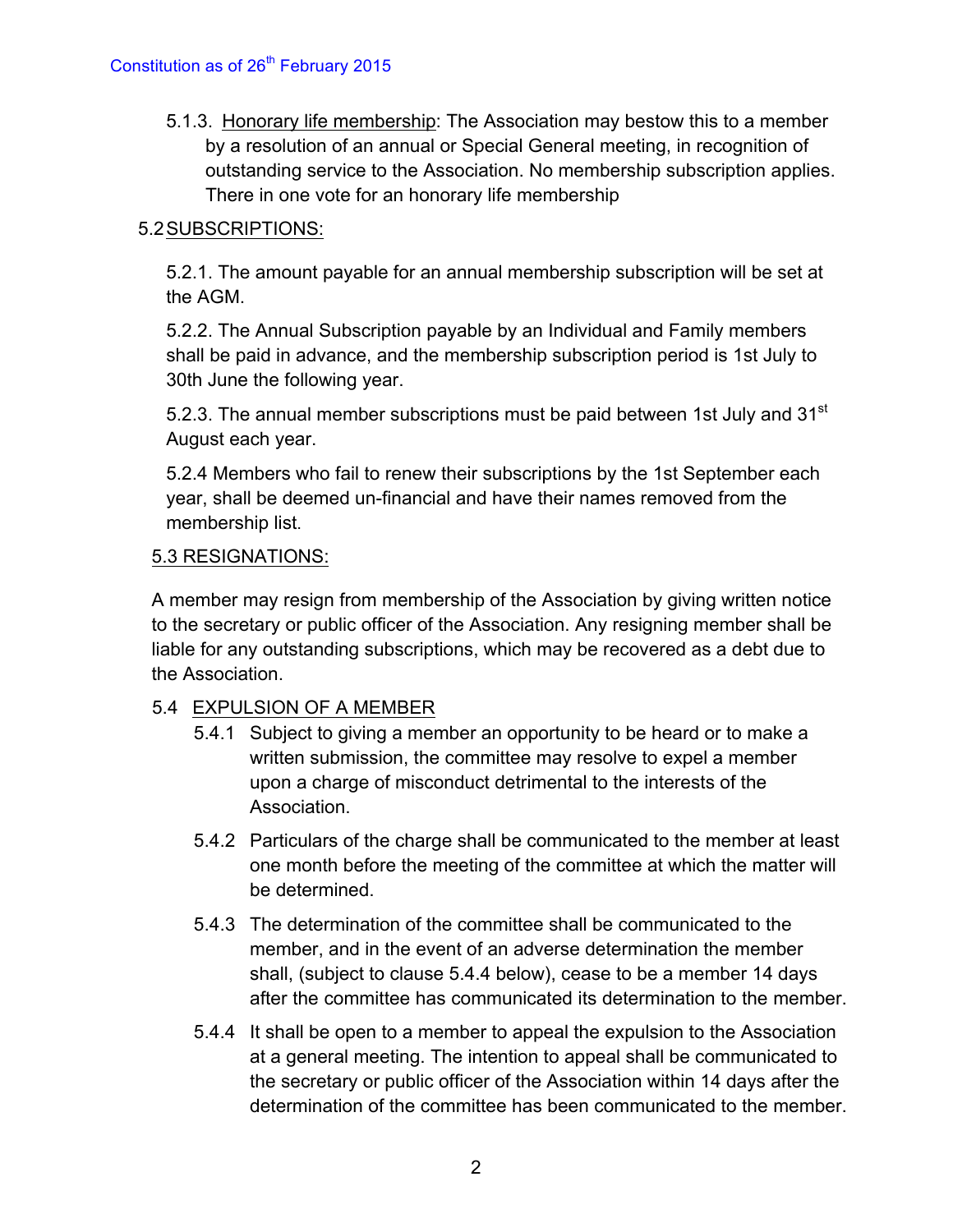5.1.3. Honorary life membership: The Association may bestow this to a member by a resolution of an annual or Special General meeting, in recognition of outstanding service to the Association. No membership subscription applies. There in one vote for an honorary life membership

5.2 SUBSCRIPTIONS:

5.2.1. The amount payable for an annual membership subscription will be set at the AGM.

5.2.2. The Annual Subscription payable by an Individual and Family members shall be paid in advance, and the membership subscription period is 1st July to 30th June the following year.

5.2.3. The annual member subscriptions must be paid between 1st July and 31st August each year.

5.2.4 Members who fail to renew their subscriptions by the 1st September each year, shall be deemed un-financial and have their names removed from the membership list.

5.3 RESIGNATIONS:

A member may resign from membership of the Association by giving written notice to the secretary or public officer of the Association. Any resigning member shall be liable for any outstanding subscriptions, which may be recovered as a debt due to the Association.

5.4 EXPULSION OF A MEMBER

5.4.1 Subject to giving a member an opportunity to be heard or to make a written submission, the committee may resolve to expel a member upon a charge of misconduct detrimental to the interests of the Association.

5.4.2 Particulars of the charge shall be communicated to the member at least one month before the meeting of the committee at which the matter will be determined.

5.4.3 The determination of the committee shall be communicated to the member, and in the event of an adverse determination the member shall, (subject to clause 5.4.4 below), cease to be a member 14 days after the committee has communicated its determination to the member.

5.4.4 It shall be open to a member to appeal the expulsion to the Association at a general meeting. The intention to appeal shall be communicated to the secretary or public officer of the Association within 14 days after the determination of the committee has been communicated to the member.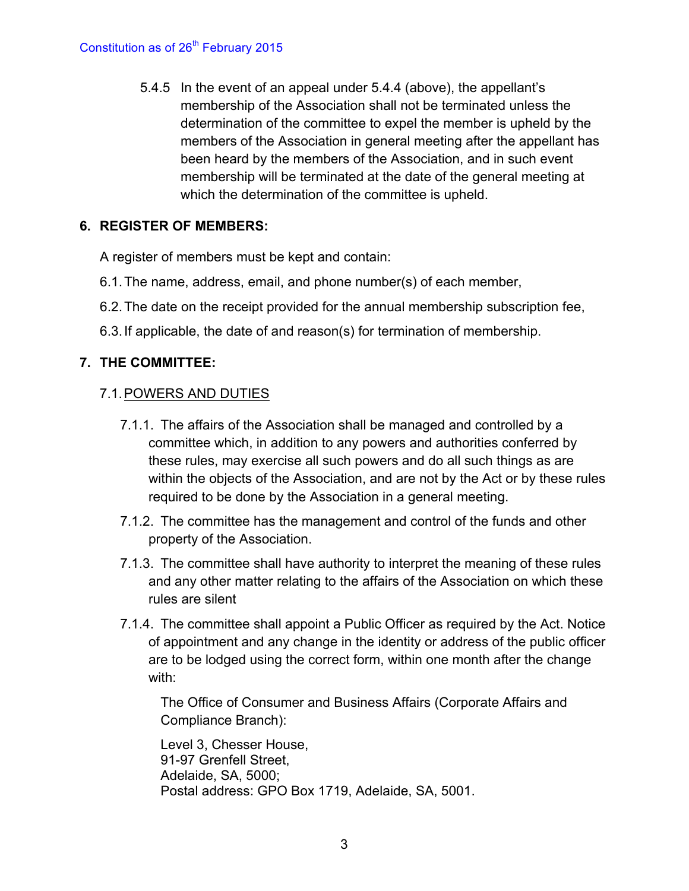5.4.5 In the event of an appeal under 5.4.4 (above), the appellant's membership of the Association shall not be terminated unless the determination of the committee to expel the member is upheld by the members of the Association in general meeting after the appellant has been heard by the members of the Association, and in such event membership will be terminated at the date of the general meeting at which the determination of the committee is upheld.

## 6. REGISTER OF MEMBERS:

A register of members must be kept and contain:

6.1. The name, address, email, and phone number(s) of each member,

6.2. The date on the receipt provided for the annual membership subscription fee,

6.3. If applicable, the date of and reason(s) for termination of membership.

## 7. THE COMMITTEE:

### 7.1. POWERS AND DUTIES

7.1.1. The affairs of the Association shall be managed and controlled by a committee which, in addition to any powers and authorities conferred by these rules, may exercise all such powers and do all such things as are within the objects of the Association, and are not by the Act or by these rules required to be done by the Association in a general meeting.

7.1.2. The committee has the management and control of the funds and other property of the Association.

7.1.3. The committee shall have authority to interpret the meaning of these rules and any other matter relating to the affairs of the Association on which these rules are silent

7.1.4. The committee shall appoint a Public Officer as required by the Act. Notice of appointment and any change in the identity or address of the public officer are to be lodged using the correct form, within one month after the change with:

The Office of Consumer and Business Affairs (Corporate Affairs and Compliance Branch):

Level 3, Chesser House,
91-97 Grenfell Street,
Adelaide, SA, 5000;
Postal address: GPO Box 1719, Adelaide, SA, 5001.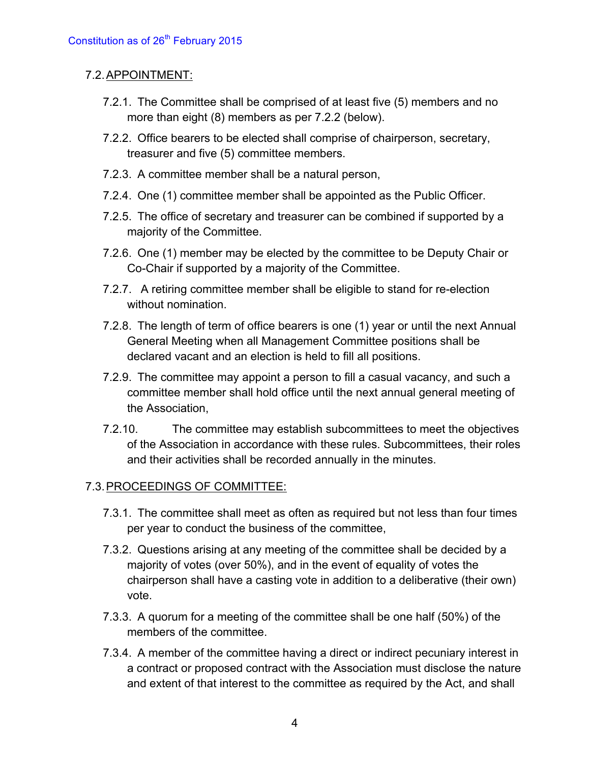## 7.2. APPOINTMENT:

7.2.1. The Committee shall be comprised of at least five (5) members and no more than eight (8) members as per 7.2.2 (below).

7.2.2. Office bearers to be elected shall comprise of chairperson, secretary, treasurer and five (5) committee members.

7.2.3. A committee member shall be a natural person,

7.2.4. One (1) committee member shall be appointed as the Public Officer.

7.2.5. The office of secretary and treasurer can be combined if supported by a majority of the Committee.

7.2.6. One (1) member may be elected by the committee to be Deputy Chair or Co-Chair if supported by a majority of the Committee.

7.2.7. A retiring committee member shall be eligible to stand for re-election without nomination.

7.2.8. The length of term of office bearers is one (1) year or until the next Annual General Meeting when all Management Committee positions shall be declared vacant and an election is held to fill all positions.

7.2.9. The committee may appoint a person to fill a casual vacancy, and such a committee member shall hold office until the next annual general meeting of the Association,

7.2.10. The committee may establish subcommittees to meet the objectives of the Association in accordance with these rules. Subcommittees, their roles and their activities shall be recorded annually in the minutes.

## 7.3. PROCEEDINGS OF COMMITTEE:

7.3.1. The committee shall meet as often as required but not less than four times per year to conduct the business of the committee,

7.3.2. Questions arising at any meeting of the committee shall be decided by a majority of votes (over 50%), and in the event of equality of votes the chairperson shall have a casting vote in addition to a deliberative (their own) vote.

7.3.3. A quorum for a meeting of the committee shall be one half (50%) of the members of the committee.

7.3.4. A member of the committee having a direct or indirect pecuniary interest in a contract or proposed contract with the Association must disclose the nature and extent of that interest to the committee as required by the Act, and shall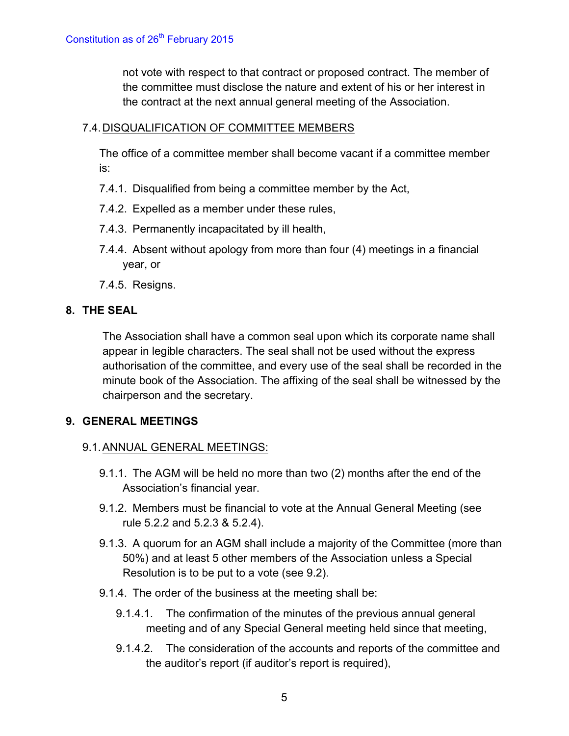not vote with respect to that contract or proposed contract. The member of the committee must disclose the nature and extent of his or her interest in the contract at the next annual general meeting of the Association.

### 7.4. DISQUALIFICATION OF COMMITTEE MEMBERS

The office of a committee member shall become vacant if a committee member is:

7.4.1. Disqualified from being a committee member by the Act,

7.4.2. Expelled as a member under these rules,

7.4.3. Permanently incapacitated by ill health,

7.4.4. Absent without apology from more than four (4) meetings in a financial year, or

7.4.5. Resigns.

## 8. THE SEAL

The Association shall have a common seal upon which its corporate name shall appear in legible characters. The seal shall not be used without the express authorisation of the committee, and every use of the seal shall be recorded in the minute book of the Association. The affixing of the seal shall be witnessed by the chairperson and the secretary.

## 9. GENERAL MEETINGS

### 9.1. ANNUAL GENERAL MEETINGS:

9.1.1. The AGM will be held no more than two (2) months after the end of the Association's financial year.

9.1.2. Members must be financial to vote at the Annual General Meeting (see rule 5.2.2 and 5.2.3 & 5.2.4).

9.1.3. A quorum for an AGM shall include a majority of the Committee (more than 50%) and at least 5 other members of the Association unless a Special Resolution is to be put to a vote (see 9.2).

9.1.4. The order of the business at the meeting shall be:

9.1.4.1. The confirmation of the minutes of the previous annual general meeting and of any Special General meeting held since that meeting,

9.1.4.2. The consideration of the accounts and reports of the committee and the auditor's report (if auditor's report is required),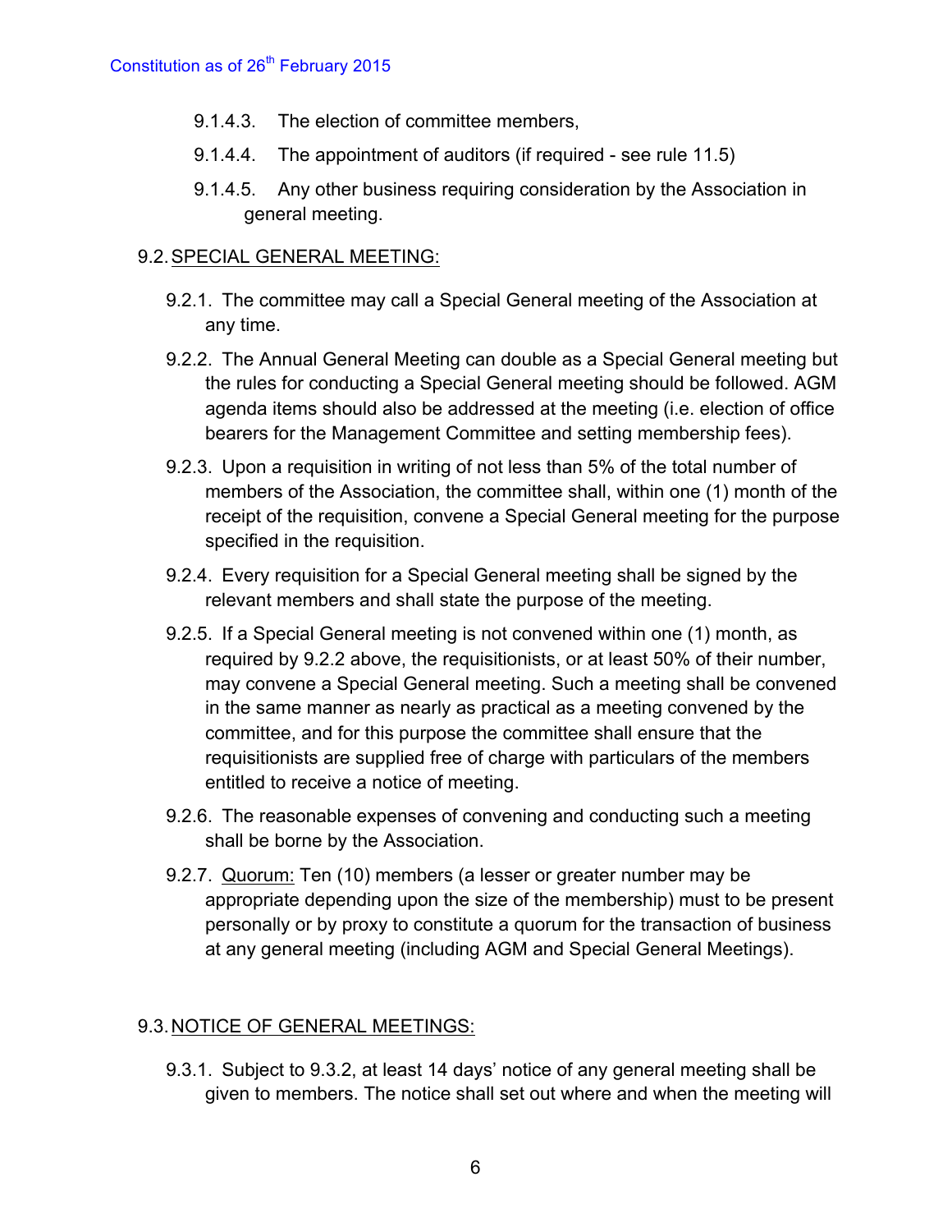9.1.4.3. The election of committee members,

9.1.4.4. The appointment of auditors (if required - see rule 11.5)

9.1.4.5. Any other business requiring consideration by the Association in general meeting.

9.2. <u>SPECIAL GENERAL MEETING:</u>

9.2.1. The committee may call a Special General meeting of the Association at any time.

9.2.2. The Annual General Meeting can double as a Special General meeting but the rules for conducting a Special General meeting should be followed. AGM agenda items should also be addressed at the meeting (i.e. election of office bearers for the Management Committee and setting membership fees).

9.2.3. Upon a requisition in writing of not less than 5% of the total number of members of the Association, the committee shall, within one (1) month of the receipt of the requisition, convene a Special General meeting for the purpose specified in the requisition.

9.2.4. Every requisition for a Special General meeting shall be signed by the relevant members and shall state the purpose of the meeting.

9.2.5. If a Special General meeting is not convened within one (1) month, as required by 9.2.2 above, the requisitionists, or at least 50% of their number, may convene a Special General meeting. Such a meeting shall be convened in the same manner as nearly as practical as a meeting convened by the committee, and for this purpose the committee shall ensure that the requisitionists are supplied free of charge with particulars of the members entitled to receive a notice of meeting.

9.2.6. The reasonable expenses of convening and conducting such a meeting shall be borne by the Association.

9.2.7. <u>Quorum:</u> Ten (10) members (a lesser or greater number may be appropriate depending upon the size of the membership) must to be present personally or by proxy to constitute a quorum for the transaction of business at any general meeting (including AGM and Special General Meetings).

9.3. <u>NOTICE OF GENERAL MEETINGS:</u>

9.3.1. Subject to 9.3.2, at least 14 days' notice of any general meeting shall be given to members. The notice shall set out where and when the meeting will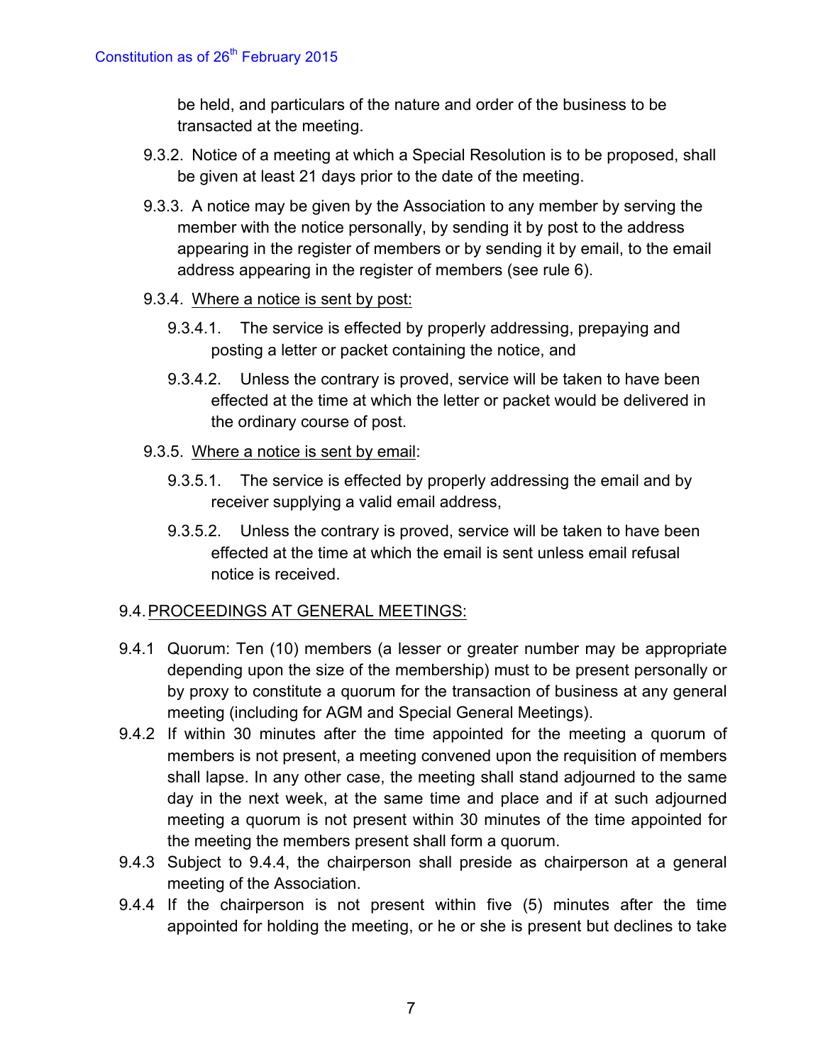be held, and particulars of the nature and order of the business to be transacted at the meeting.

9.3.2. Notice of a meeting at which a Special Resolution is to be proposed, shall be given at least 21 days prior to the date of the meeting.

9.3.3. A notice may be given by the Association to any member by serving the member with the notice personally, by sending it by post to the address appearing in the register of members or by sending it by email, to the email address appearing in the register of members (see rule 6).

9.3.4. <u>Where a notice is sent by post:</u>

9.3.4.1. The service is effected by properly addressing, prepaying and posting a letter or packet containing the notice, and

9.3.4.2. Unless the contrary is proved, service will be taken to have been effected at the time at which the letter or packet would be delivered in the ordinary course of post.

9.3.5. <u>Where a notice is sent by email</u>:

9.3.5.1. The service is effected by properly addressing the email and by receiver supplying a valid email address,

9.3.5.2. Unless the contrary is proved, service will be taken to have been effected at the time at which the email is sent unless email refusal notice is received.

## 9.4. <u>PROCEEDINGS AT GENERAL MEETINGS:</u>

9.4.1 Quorum: Ten (10) members (a lesser or greater number may be appropriate depending upon the size of the membership) must to be present personally or by proxy to constitute a quorum for the transaction of business at any general meeting (including for AGM and Special General Meetings).

9.4.2 If within 30 minutes after the time appointed for the meeting a quorum of members is not present, a meeting convened upon the requisition of members shall lapse. In any other case, the meeting shall stand adjourned to the same day in the next week, at the same time and place and if at such adjourned meeting a quorum is not present within 30 minutes of the time appointed for the meeting the members present shall form a quorum.

9.4.3 Subject to 9.4.4, the chairperson shall preside as chairperson at a general meeting of the Association.

9.4.4 If the chairperson is not present within five (5) minutes after the time appointed for holding the meeting, or he or she is present but declines to take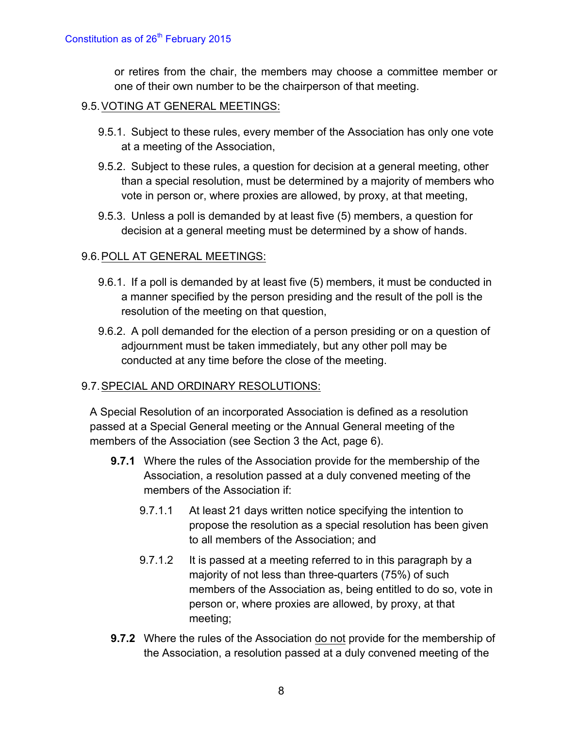or retires from the chair, the members may choose a committee member or one of their own number to be the chairperson of that meeting.

9.5. <u>VOTING AT GENERAL MEETINGS:</u>

9.5.1. Subject to these rules, every member of the Association has only one vote at a meeting of the Association,

9.5.2. Subject to these rules, a question for decision at a general meeting, other than a special resolution, must be determined by a majority of members who vote in person or, where proxies are allowed, by proxy, at that meeting,

9.5.3. Unless a poll is demanded by at least five (5) members, a question for decision at a general meeting must be determined by a show of hands.

9.6. <u>POLL AT GENERAL MEETINGS:</u>

9.6.1. If a poll is demanded by at least five (5) members, it must be conducted in a manner specified by the person presiding and the result of the poll is the resolution of the meeting on that question,

9.6.2. A poll demanded for the election of a person presiding or on a question of adjournment must be taken immediately, but any other poll may be conducted at any time before the close of the meeting.

9.7. <u>SPECIAL AND ORDINARY RESOLUTIONS:</u>

A Special Resolution of an incorporated Association is defined as a resolution passed at a Special General meeting or the Annual General meeting of the members of the Association (see Section 3 the Act, page 6).

**9.7.1** Where the rules of the Association provide for the membership of the Association, a resolution passed at a duly convened meeting of the members of the Association if:

9.7.1.1 At least 21 days written notice specifying the intention to propose the resolution as a special resolution has been given to all members of the Association; and

9.7.1.2 It is passed at a meeting referred to in this paragraph by a majority of not less than three-quarters (75%) of such members of the Association as, being entitled to do so, vote in person or, where proxies are allowed, by proxy, at that meeting;

**9.7.2** Where the rules of the Association <u>do not</u> provide for the membership of the Association, a resolution passed at a duly convened meeting of the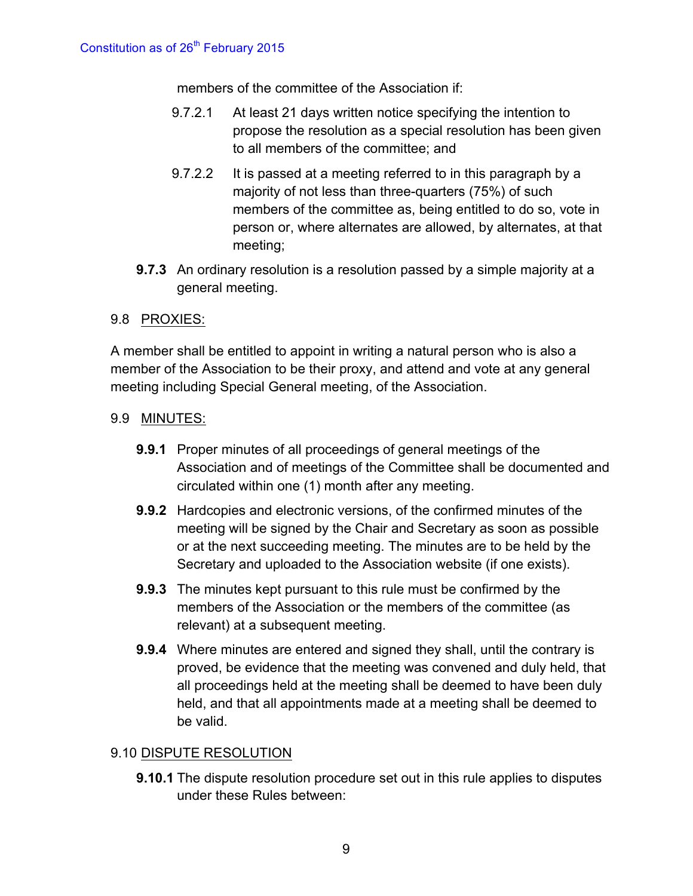members of the committee of the Association if:

9.7.2.1 At least 21 days written notice specifying the intention to propose the resolution as a special resolution has been given to all members of the committee; and

9.7.2.2 It is passed at a meeting referred to in this paragraph by a majority of not less than three-quarters (75%) of such members of the committee as, being entitled to do so, vote in person or, where alternates are allowed, by alternates, at that meeting;

**9.7.3** An ordinary resolution is a resolution passed by a simple majority at a general meeting.

9.8 PROXIES:

A member shall be entitled to appoint in writing a natural person who is also a member of the Association to be their proxy, and attend and vote at any general meeting including Special General meeting, of the Association.

9.9 MINUTES:

**9.9.1** Proper minutes of all proceedings of general meetings of the Association and of meetings of the Committee shall be documented and circulated within one (1) month after any meeting.

**9.9.2** Hardcopies and electronic versions, of the confirmed minutes of the meeting will be signed by the Chair and Secretary as soon as possible or at the next succeeding meeting. The minutes are to be held by the Secretary and uploaded to the Association website (if one exists).

**9.9.3** The minutes kept pursuant to this rule must be confirmed by the members of the Association or the members of the committee (as relevant) at a subsequent meeting.

**9.9.4** Where minutes are entered and signed they shall, until the contrary is proved, be evidence that the meeting was convened and duly held, that all proceedings held at the meeting shall be deemed to have been duly held, and that all appointments made at a meeting shall be deemed to be valid.

9.10 DISPUTE RESOLUTION

**9.10.1** The dispute resolution procedure set out in this rule applies to disputes under these Rules between: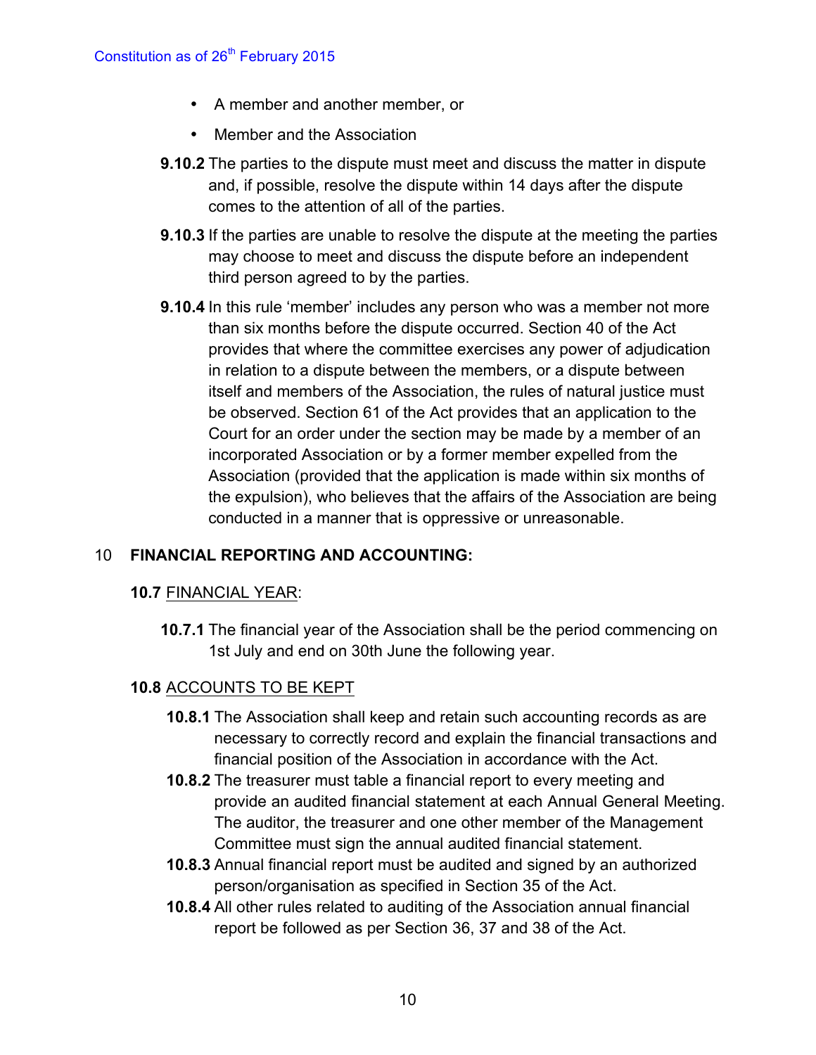- A member and another member, or
- Member and the Association

**9.10.2** The parties to the dispute must meet and discuss the matter in dispute and, if possible, resolve the dispute within 14 days after the dispute comes to the attention of all of the parties.

**9.10.3** If the parties are unable to resolve the dispute at the meeting the parties may choose to meet and discuss the dispute before an independent third person agreed to by the parties.

**9.10.4** In this rule 'member' includes any person who was a member not more than six months before the dispute occurred. Section 40 of the Act provides that where the committee exercises any power of adjudication in relation to a dispute between the members, or a dispute between itself and members of the Association, the rules of natural justice must be observed. Section 61 of the Act provides that an application to the Court for an order under the section may be made by a member of an incorporated Association or by a former member expelled from the Association (provided that the application is made within six months of the expulsion), who believes that the affairs of the Association are being conducted in a manner that is oppressive or unreasonable.

## 10 FINANCIAL REPORTING AND ACCOUNTING:

### 10.7 FINANCIAL YEAR:

**10.7.1** The financial year of the Association shall be the period commencing on 1st July and end on 30th June the following year.

### 10.8 ACCOUNTS TO BE KEPT

**10.8.1** The Association shall keep and retain such accounting records as are necessary to correctly record and explain the financial transactions and financial position of the Association in accordance with the Act.

**10.8.2** The treasurer must table a financial report to every meeting and provide an audited financial statement at each Annual General Meeting. The auditor, the treasurer and one other member of the Management Committee must sign the annual audited financial statement.

**10.8.3** Annual financial report must be audited and signed by an authorized person/organisation as specified in Section 35 of the Act.

**10.8.4** All other rules related to auditing of the Association annual financial report be followed as per Section 36, 37 and 38 of the Act.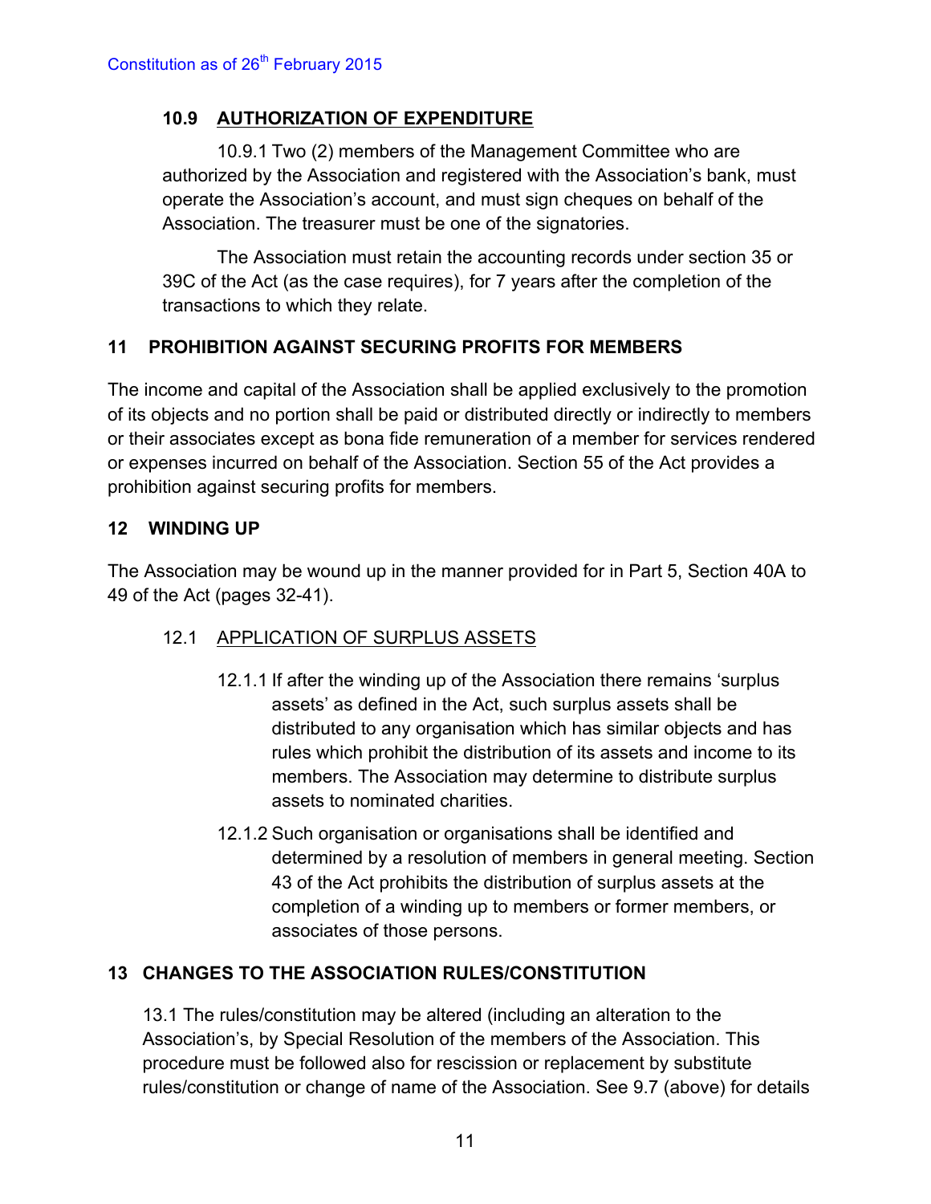### 10.9 AUTHORIZATION OF EXPENDITURE

10.9.1 Two (2) members of the Management Committee who are authorized by the Association and registered with the Association's bank, must operate the Association's account, and must sign cheques on behalf of the Association. The treasurer must be one of the signatories.

The Association must retain the accounting records under section 35 or 39C of the Act (as the case requires), for 7 years after the completion of the transactions to which they relate.

## 11 PROHIBITION AGAINST SECURING PROFITS FOR MEMBERS

The income and capital of the Association shall be applied exclusively to the promotion of its objects and no portion shall be paid or distributed directly or indirectly to members or their associates except as bona fide remuneration of a member for services rendered or expenses incurred on behalf of the Association. Section 55 of the Act provides a prohibition against securing profits for members.

## 12 WINDING UP

The Association may be wound up in the manner provided for in Part 5, Section 40A to 49 of the Act (pages 32-41).

### 12.1 APPLICATION OF SURPLUS ASSETS

12.1.1 If after the winding up of the Association there remains 'surplus assets' as defined in the Act, such surplus assets shall be distributed to any organisation which has similar objects and has rules which prohibit the distribution of its assets and income to its members. The Association may determine to distribute surplus assets to nominated charities.

12.1.2 Such organisation or organisations shall be identified and determined by a resolution of members in general meeting. Section 43 of the Act prohibits the distribution of surplus assets at the completion of a winding up to members or former members, or associates of those persons.

## 13 CHANGES TO THE ASSOCIATION RULES/CONSTITUTION

13.1 The rules/constitution may be altered (including an alteration to the Association's, by Special Resolution of the members of the Association. This procedure must be followed also for rescission or replacement by substitute rules/constitution or change of name of the Association. See 9.7 (above) for details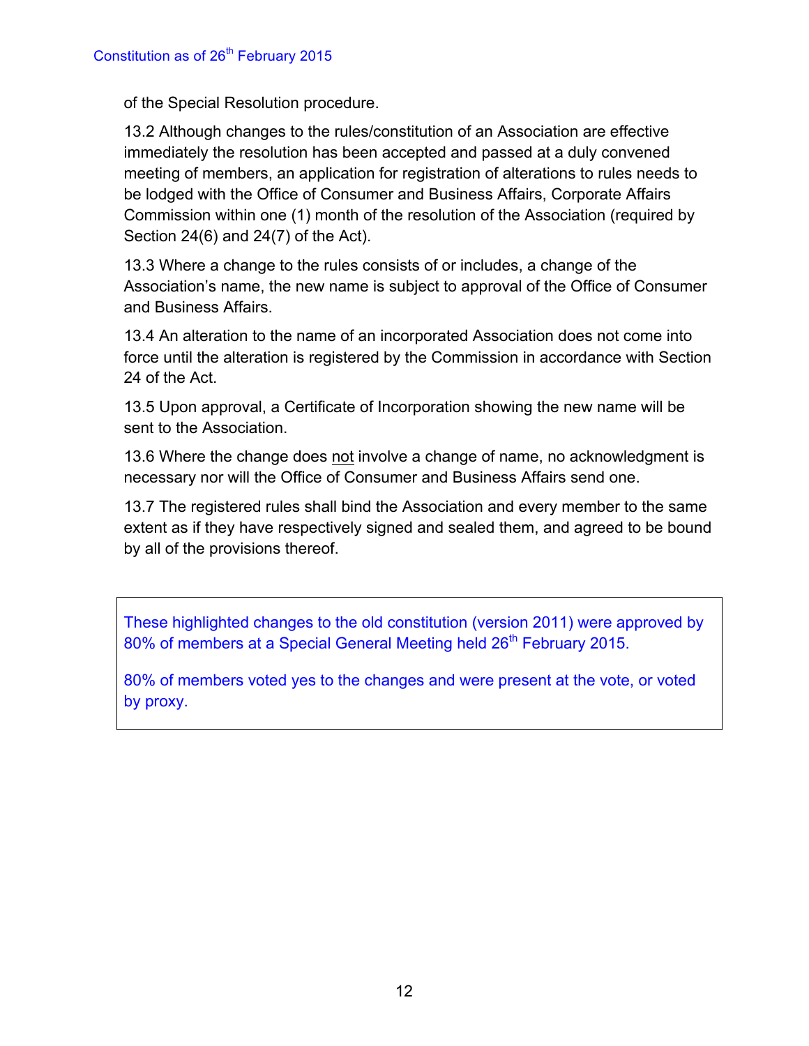of the Special Resolution procedure.

13.2 Although changes to the rules/constitution of an Association are effective immediately the resolution has been accepted and passed at a duly convened meeting of members, an application for registration of alterations to rules needs to be lodged with the Office of Consumer and Business Affairs, Corporate Affairs Commission within one (1) month of the resolution of the Association (required by Section 24(6) and 24(7) of the Act).

13.3 Where a change to the rules consists of or includes, a change of the Association's name, the new name is subject to approval of the Office of Consumer and Business Affairs.

13.4 An alteration to the name of an incorporated Association does not come into force until the alteration is registered by the Commission in accordance with Section 24 of the Act.

13.5 Upon approval, a Certificate of Incorporation showing the new name will be sent to the Association.

13.6 Where the change does not involve a change of name, no acknowledgment is necessary nor will the Office of Consumer and Business Affairs send one.

13.7 The registered rules shall bind the Association and every member to the same extent as if they have respectively signed and sealed them, and agreed to be bound by all of the provisions thereof.

These highlighted changes to the old constitution (version 2011) were approved by 80% of members at a Special General Meeting held 26th February 2015.

80% of members voted yes to the changes and were present at the vote, or voted by proxy.